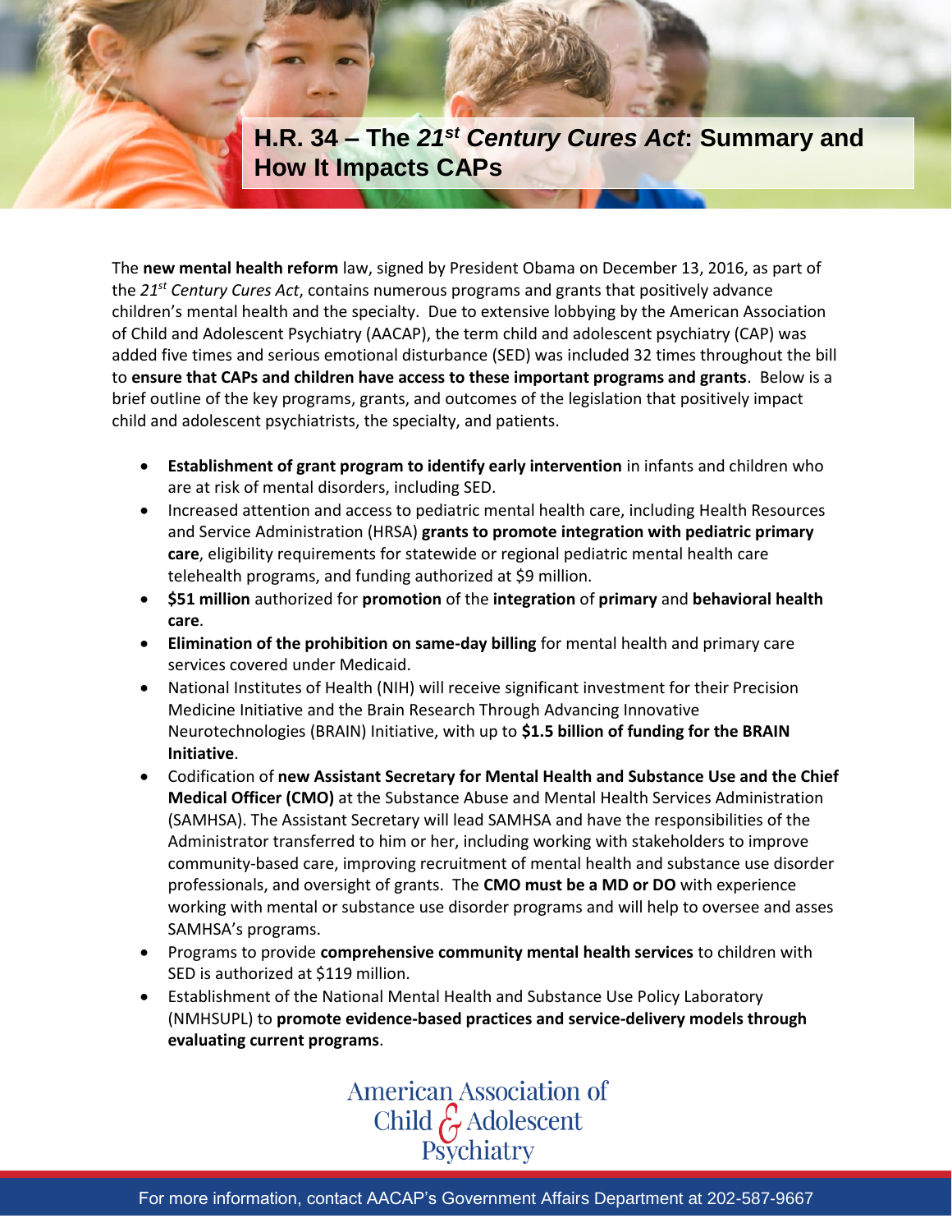# H.R. 34 – The *21st Century Cures Act*: Summary and How It Impacts CAPs

The **new mental health reform** law, signed by President Obama on December 13, 2016, as part of the *21st Century Cures Act*, contains numerous programs and grants that positively advance children's mental health and the specialty. Due to extensive lobbying by the American Association of Child and Adolescent Psychiatry (AACAP), the term child and adolescent psychiatry (CAP) was added five times and serious emotional disturbance (SED) was included 32 times throughout the bill to **ensure that CAPs and children have access to these important programs and grants**. Below is a brief outline of the key programs, grants, and outcomes of the legislation that positively impact child and adolescent psychiatrists, the specialty, and patients.

- **Establishment of grant program to identify early intervention** in infants and children who are at risk of mental disorders, including SED.
- Increased attention and access to pediatric mental health care, including Health Resources and Service Administration (HRSA) **grants to promote integration with pediatric primary care**, eligibility requirements for statewide or regional pediatric mental health care telehealth programs, and funding authorized at $9 million.
- **$51 million** authorized for **promotion** of the **integration** of **primary** and **behavioral health care**.
- **Elimination of the prohibition on same-day billing** for mental health and primary care services covered under Medicaid.
- National Institutes of Health (NIH) will receive significant investment for their Precision Medicine Initiative and the Brain Research Through Advancing Innovative Neurotechnologies (BRAIN) Initiative, with up to **$1.5 billion of funding for the BRAIN Initiative**.
- Codification of **new Assistant Secretary for Mental Health and Substance Use and the Chief Medical Officer (CMO)** at the Substance Abuse and Mental Health Services Administration (SAMHSA). The Assistant Secretary will lead SAMHSA and have the responsibilities of the Administrator transferred to him or her, including working with stakeholders to improve community-based care, improving recruitment of mental health and substance use disorder professionals, and oversight of grants. The **CMO must be a MD or DO** with experience working with mental or substance use disorder programs and will help to oversee and asses SAMHSA's programs.
- Programs to provide **comprehensive community mental health services** to children with SED is authorized at $119 million.
- Establishment of the National Mental Health and Substance Use Policy Laboratory (NMHSUPL) to **promote evidence-based practices and service-delivery models through evaluating current programs**.

American Association of Child & Adolescent Psychiatry

For more information, contact AACAP's Government Affairs Department at 202-587-9667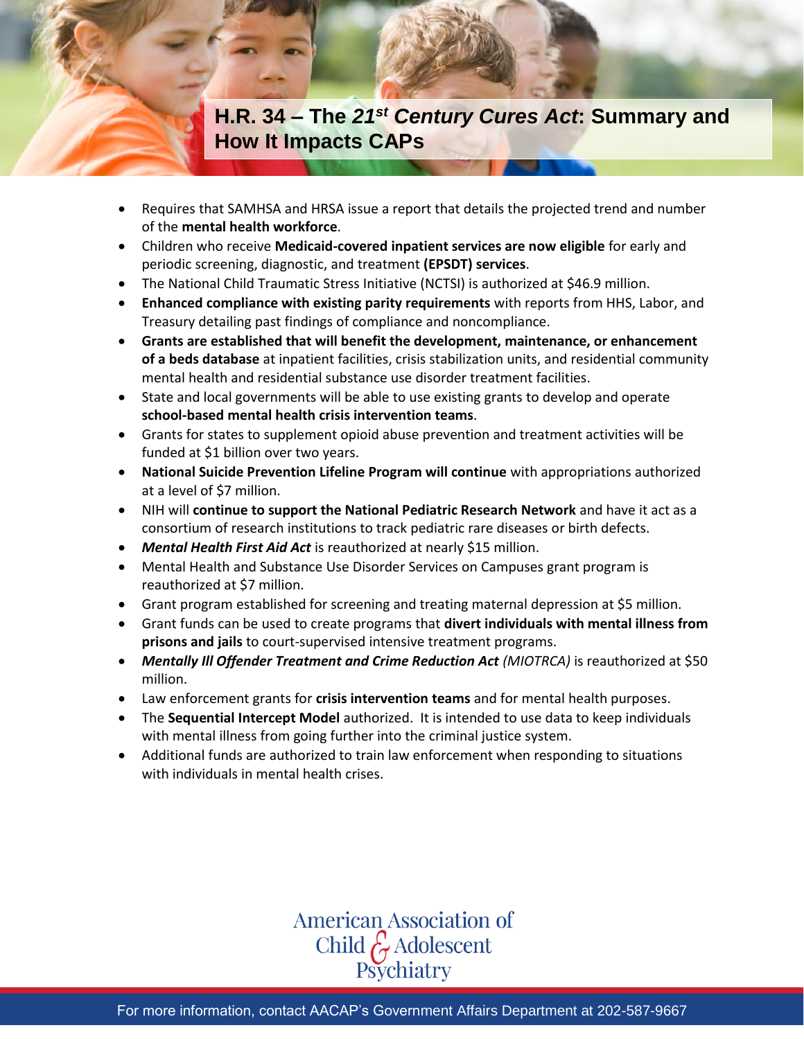# H.R. 34 – The *21st Century Cures Act*: Summary and How It Impacts CAPs

- Requires that SAMHSA and HRSA issue a report that details the projected trend and number of the **mental health workforce**.
- Children who receive **Medicaid-covered inpatient services are now eligible** for early and periodic screening, diagnostic, and treatment **(EPSDT) services**.
- The National Child Traumatic Stress Initiative (NCTSI) is authorized at $46.9 million.
- **Enhanced compliance with existing parity requirements** with reports from HHS, Labor, and Treasury detailing past findings of compliance and noncompliance.
- **Grants are established that will benefit the development, maintenance, or enhancement of a beds database** at inpatient facilities, crisis stabilization units, and residential community mental health and residential substance use disorder treatment facilities.
- State and local governments will be able to use existing grants to develop and operate **school-based mental health crisis intervention teams**.
- Grants for states to supplement opioid abuse prevention and treatment activities will be funded at $1 billion over two years.
- **National Suicide Prevention Lifeline Program will continue** with appropriations authorized at a level of $7 million.
- NIH will **continue to support the National Pediatric Research Network** and have it act as a consortium of research institutions to track pediatric rare diseases or birth defects.
- ***Mental Health First Aid Act*** is reauthorized at nearly $15 million.
- Mental Health and Substance Use Disorder Services on Campuses grant program is reauthorized at $7 million.
- Grant program established for screening and treating maternal depression at $5 million.
- Grant funds can be used to create programs that **divert individuals with mental illness from prisons and jails** to court-supervised intensive treatment programs.
- ***Mentally Ill Offender Treatment and Crime Reduction Act*** *(MIOTRCA)* is reauthorized at $50 million.
- Law enforcement grants for **crisis intervention teams** and for mental health purposes.
- The **Sequential Intercept Model** authorized. It is intended to use data to keep individuals with mental illness from going further into the criminal justice system.
- Additional funds are authorized to train law enforcement when responding to situations with individuals in mental health crises.

American Association of Child & Adolescent Psychiatry

For more information, contact AACAP's Government Affairs Department at 202-587-9667